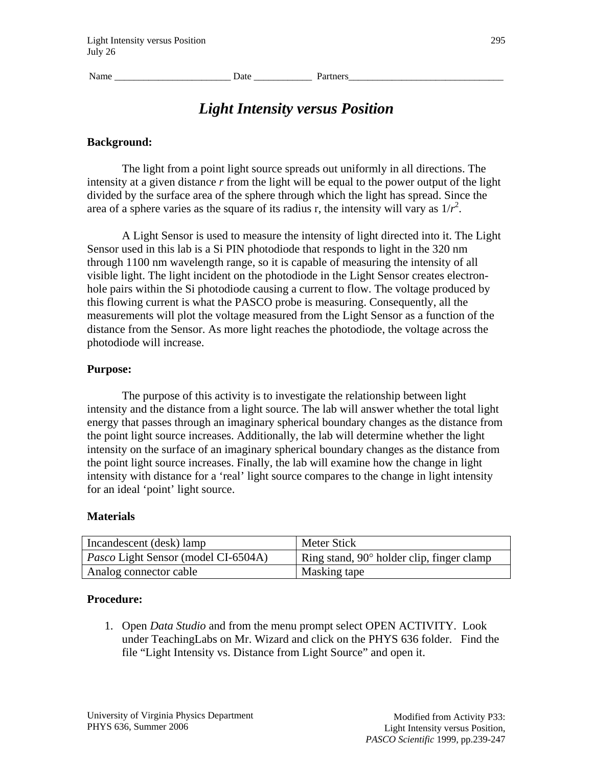Name ________________________ Date ____________ Partners________________________________

# *Light Intensity versus Position*

**Background:**

The light from a point light source spreads out uniformly in all directions. The intensity at a given distance *r* from the light will be equal to the power output of the light divided by the surface area of the sphere through which the light has spread. Since the area of a sphere varies as the square of its radius r, the intensity will vary as $1/r^2$.

A Light Sensor is used to measure the intensity of light directed into it. The Light Sensor used in this lab is a Si PIN photodiode that responds to light in the 320 nm through 1100 nm wavelength range, so it is capable of measuring the intensity of all visible light. The light incident on the photodiode in the Light Sensor creates electron-hole pairs within the Si photodiode causing a current to flow. The voltage produced by this flowing current is what the PASCO probe is measuring. Consequently, all the measurements will plot the voltage measured from the Light Sensor as a function of the distance from the Sensor. As more light reaches the photodiode, the voltage across the photodiode will increase.

**Purpose:**

The purpose of this activity is to investigate the relationship between light intensity and the distance from a light source. The lab will answer whether the total light energy that passes through an imaginary spherical boundary changes as the distance from the point light source increases. Additionally, the lab will determine whether the light intensity on the surface of an imaginary spherical boundary changes as the distance from the point light source increases. Finally, the lab will examine how the change in light intensity with distance for a 'real' light source compares to the change in light intensity for an ideal 'point' light source.

**Materials**

| | |
|---|---|
| Incandescent (desk) lamp | Meter Stick |
| *Pasco* Light Sensor (model CI-6504A) | Ring stand, 90° holder clip, finger clamp |
| Analog connector cable | Masking tape |

**Procedure:**

1. Open *Data Studio* and from the menu prompt select OPEN ACTIVITY. Look under TeachingLabs on Mr. Wizard and click on the PHYS 636 folder. Find the file "Light Intensity vs. Distance from Light Source" and open it.

University of Virginia Physics Department
PHYS 636, Summer 2006

Modified from Activity P33:
Light Intensity versus Position,
*PASCO Scientific* 1999, pp.239-247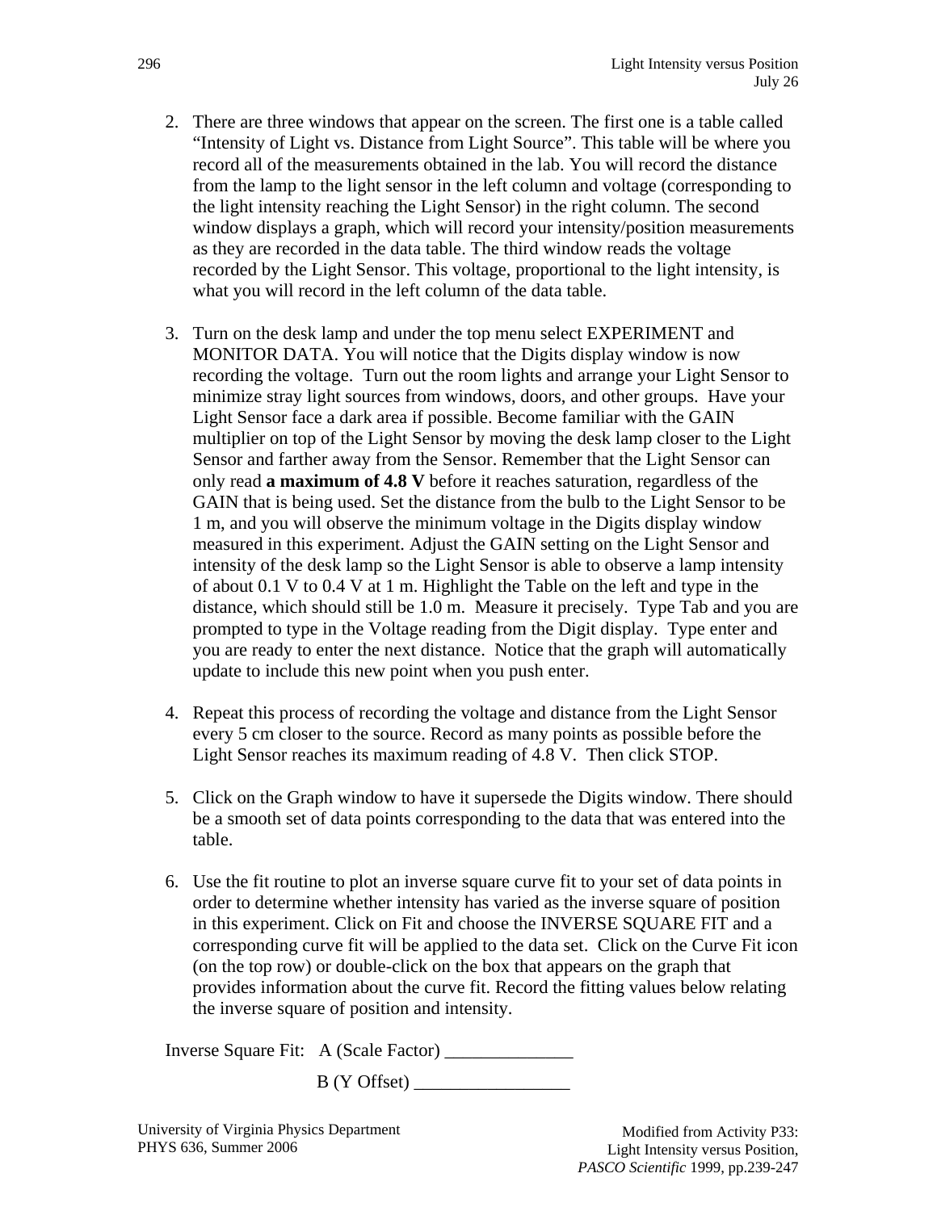2. There are three windows that appear on the screen. The first one is a table called "Intensity of Light vs. Distance from Light Source". This table will be where you record all of the measurements obtained in the lab. You will record the distance from the lamp to the light sensor in the left column and voltage (corresponding to the light intensity reaching the Light Sensor) in the right column. The second window displays a graph, which will record your intensity/position measurements as they are recorded in the data table. The third window reads the voltage recorded by the Light Sensor. This voltage, proportional to the light intensity, is what you will record in the left column of the data table.

3. Turn on the desk lamp and under the top menu select EXPERIMENT and MONITOR DATA. You will notice that the Digits display window is now recording the voltage. Turn out the room lights and arrange your Light Sensor to minimize stray light sources from windows, doors, and other groups. Have your Light Sensor face a dark area if possible. Become familiar with the GAIN multiplier on top of the Light Sensor by moving the desk lamp closer to the Light Sensor and farther away from the Sensor. Remember that the Light Sensor can only read **a maximum of 4.8 V** before it reaches saturation, regardless of the GAIN that is being used. Set the distance from the bulb to the Light Sensor to be 1 m, and you will observe the minimum voltage in the Digits display window measured in this experiment. Adjust the GAIN setting on the Light Sensor and intensity of the desk lamp so the Light Sensor is able to observe a lamp intensity of about 0.1 V to 0.4 V at 1 m. Highlight the Table on the left and type in the distance, which should still be 1.0 m. Measure it precisely. Type Tab and you are prompted to type in the Voltage reading from the Digit display. Type enter and you are ready to enter the next distance. Notice that the graph will automatically update to include this new point when you push enter.

4. Repeat this process of recording the voltage and distance from the Light Sensor every 5 cm closer to the source. Record as many points as possible before the Light Sensor reaches its maximum reading of 4.8 V. Then click STOP.

5. Click on the Graph window to have it supersede the Digits window. There should be a smooth set of data points corresponding to the data that was entered into the table.

6. Use the fit routine to plot an inverse square curve fit to your set of data points in order to determine whether intensity has varied as the inverse square of position in this experiment. Click on Fit and choose the INVERSE SQUARE FIT and a corresponding curve fit will be applied to the data set. Click on the Curve Fit icon (on the top row) or double-click on the box that appears on the graph that provides information about the curve fit. Record the fitting values below relating the inverse square of position and intensity.

Inverse Square Fit: A (Scale Factor) ______________

B (Y Offset) _________________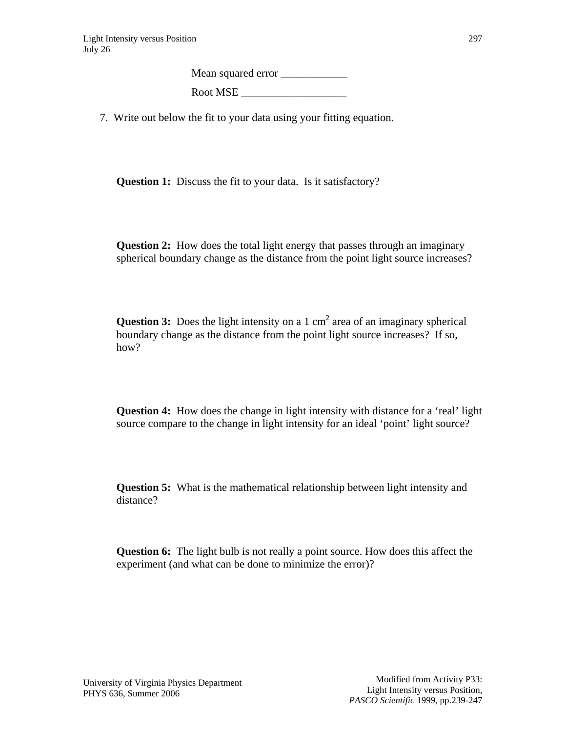Mean squared error ____________

Root MSE ___________________

7. Write out below the fit to your data using your fitting equation.

**Question 1:** Discuss the fit to your data. Is it satisfactory?

**Question 2:** How does the total light energy that passes through an imaginary spherical boundary change as the distance from the point light source increases?

**Question 3:** Does the light intensity on a 1 $cm^2$ area of an imaginary spherical boundary change as the distance from the point light source increases? If so, how?

**Question 4:** How does the change in light intensity with distance for a 'real' light source compare to the change in light intensity for an ideal 'point' light source?

**Question 5:** What is the mathematical relationship between light intensity and distance?

**Question 6:** The light bulb is not really a point source. How does this affect the experiment (and what can be done to minimize the error)?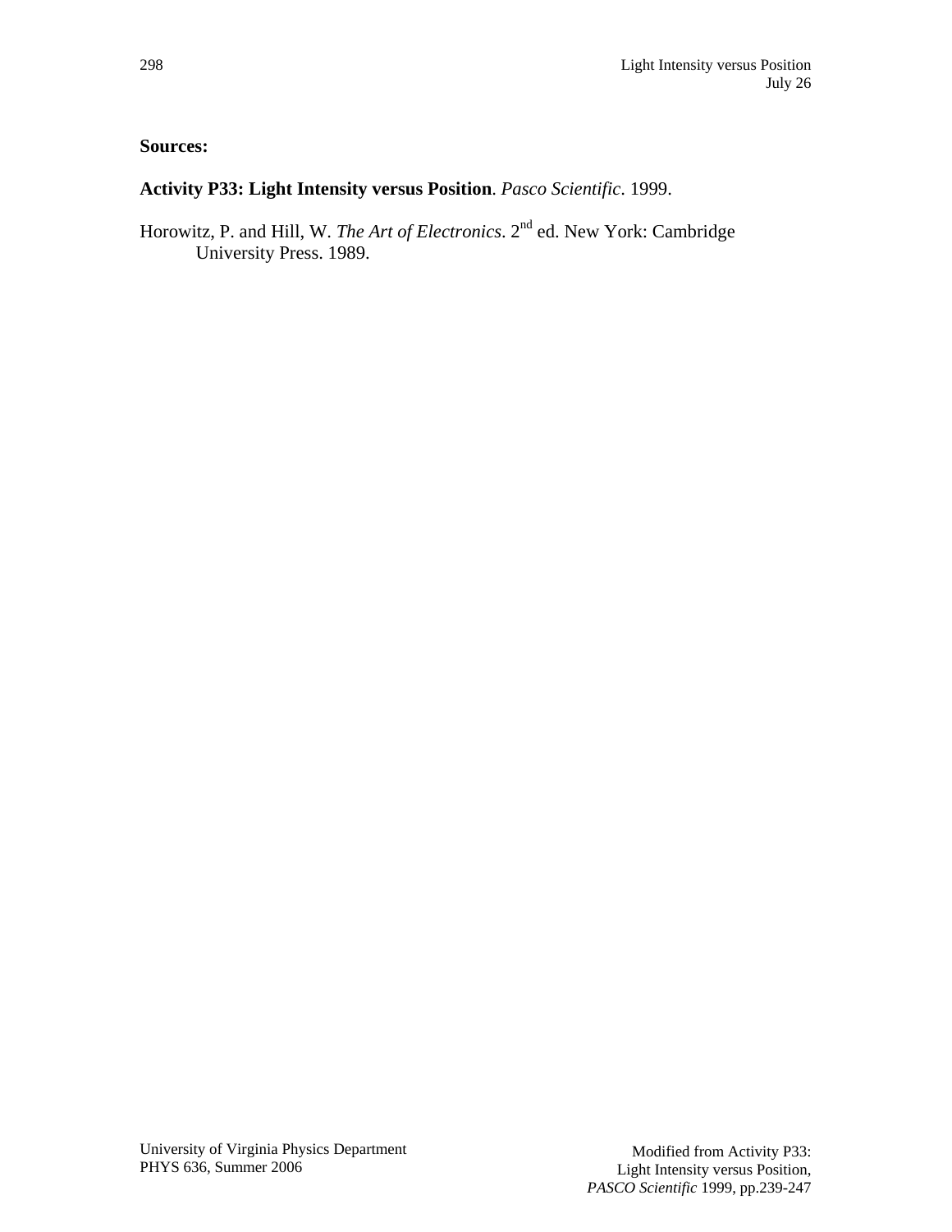**Sources:**

**Activity P33: Light Intensity versus Position**. *Pasco Scientific*. 1999.

Horowitz, P. and Hill, W. *The Art of Electronics*. 2nd ed. New York: Cambridge University Press. 1989.